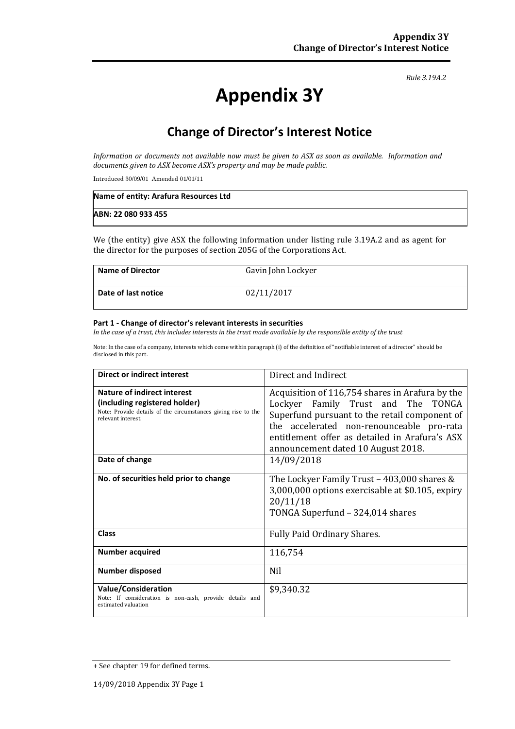*Rule 3.19A.2*

# Appendix 3Y

## Change of Director's Interest Notice

*Information or documents not available now must be given to ASX as soon as available. Information and documents given to ASX become ASX's property and may be made public.*

Introduced 30/09/01 Amended 01/01/11

| Name of entity: Arafura Resources Ltd |
|---|
| ABN: 22 080 933 455 |

We (the entity) give ASX the following information under listing rule 3.19A.2 and as agent for the director for the purposes of section 205G of the Corporations Act.

| Name of Director | Gavin John Lockyer |
|---|---|
| Date of last notice | 02/11/2017 |

**Part 1 - Change of director's relevant interests in securities**

*In the case of a trust, this includes interests in the trust made available by the responsible entity of the trust*

Note: In the case of a company, interests which come within paragraph (i) of the definition of "notifiable interest of a director" should be disclosed in this part.

| Direct or indirect interest | Direct and Indirect |
|---|---|
| **Nature of indirect interest (including registered holder)** Note: Provide details of the circumstances giving rise to the relevant interest. | Acquisition of 116,754 shares in Arafura by the Lockyer Family Trust and The TONGA Superfund pursuant to the retail component of the accelerated non-renounceable pro-rata entitlement offer as detailed in Arafura's ASX announcement dated 10 August 2018. |
| **Date of change** | 14/09/2018 |
| **No. of securities held prior to change** | The Lockyer Family Trust – 403,000 shares & 3,000,000 options exercisable at $0.105, expiry 20/11/18<br>TONGA Superfund – 324,014 shares |
| **Class** | Fully Paid Ordinary Shares. |
| **Number acquired** | 116,754 |
| **Number disposed** | Nil |
| **Value/Consideration** Note: If consideration is non-cash, provide details and estimated valuation | $9,340.32 |

+ See chapter 19 for defined terms.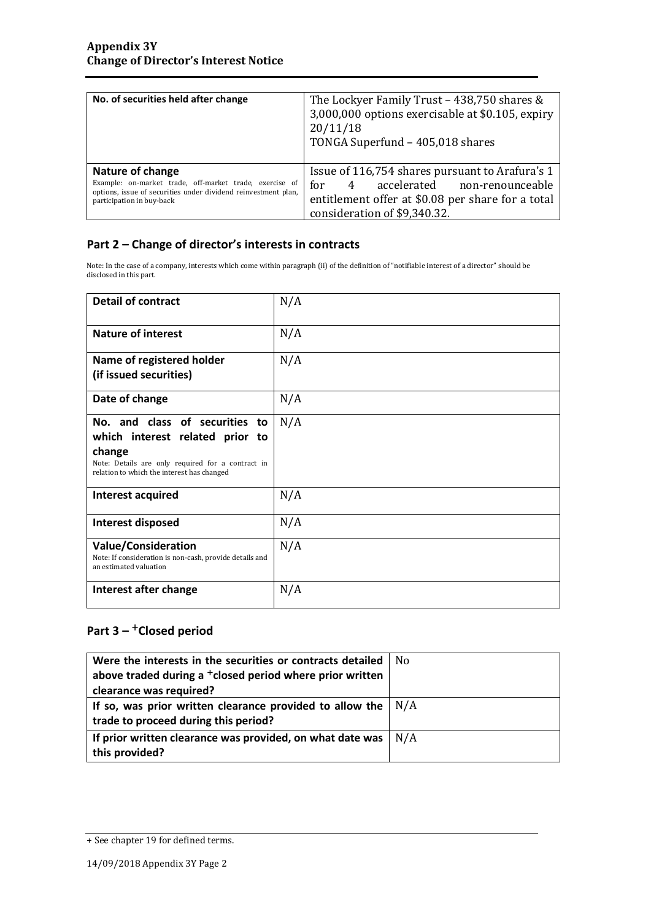| | |
|---|---|
| **No. of securities held after change** | The Lockyer Family Trust – 438,750 shares & 3,000,000 options exercisable at $0.105, expiry 20/11/18<br>TONGA Superfund – 405,018 shares |
| **Nature of change**<br>Example: on-market trade, off-market trade, exercise of options, issue of securities under dividend reinvestment plan, participation in buy-back | Issue of 116,754 shares pursuant to Arafura's 1 for 4 accelerated non-renounceable entitlement offer at $0.08 per share for a total consideration of $9,340.32. |

## Part 2 – Change of director's interests in contracts

Note: In the case of a company, interests which come within paragraph (ii) of the definition of "notifiable interest of a director" should be disclosed in this part.

| | |
|---|---|
| **Detail of contract** | N/A |
| **Nature of interest** | N/A |
| **Name of registered holder (if issued securities)** | N/A |
| **Date of change** | N/A |
| **No. and class of securities to which interest related prior to change**<br>Note: Details are only required for a contract in relation to which the interest has changed | N/A |
| **Interest acquired** | N/A |
| **Interest disposed** | N/A |
| **Value/Consideration**<br>Note: If consideration is non-cash, provide details and an estimated valuation | N/A |
| **Interest after change** | N/A |

## Part 3 – +Closed period

| | |
|---|---|
| **Were the interests in the securities or contracts detailed above traded during a +closed period where prior written clearance was required?** | No |
| **If so, was prior written clearance provided to allow the trade to proceed during this period?** | N/A |
| **If prior written clearance was provided, on what date was this provided?** | N/A |

+ See chapter 19 for defined terms.